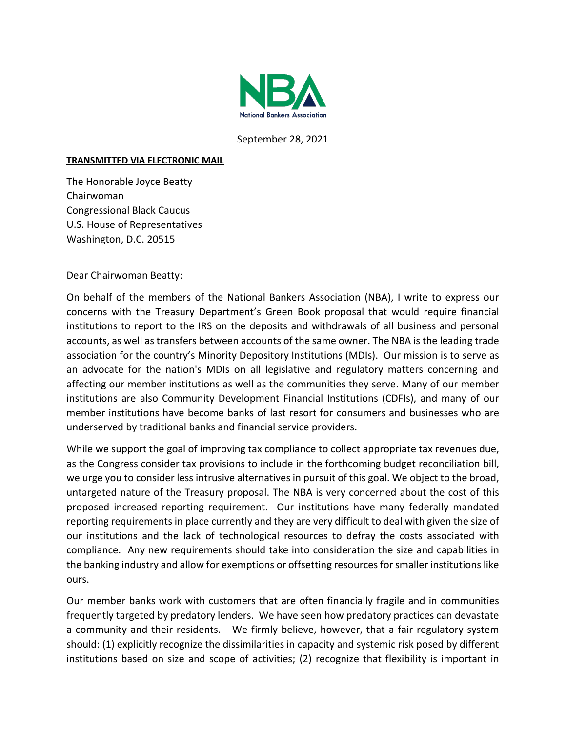National Bankers Association

September 28, 2021

**TRANSMITTED VIA ELECTRONIC MAIL**

The Honorable Joyce Beatty
Chairwoman
Congressional Black Caucus
U.S. House of Representatives
Washington, D.C. 20515

Dear Chairwoman Beatty:

On behalf of the members of the National Bankers Association (NBA), I write to express our concerns with the Treasury Department's Green Book proposal that would require financial institutions to report to the IRS on the deposits and withdrawals of all business and personal accounts, as well as transfers between accounts of the same owner. The NBA is the leading trade association for the country's Minority Depository Institutions (MDIs). Our mission is to serve as an advocate for the nation's MDIs on all legislative and regulatory matters concerning and affecting our member institutions as well as the communities they serve. Many of our member institutions are also Community Development Financial Institutions (CDFIs), and many of our member institutions have become banks of last resort for consumers and businesses who are underserved by traditional banks and financial service providers.

While we support the goal of improving tax compliance to collect appropriate tax revenues due, as the Congress consider tax provisions to include in the forthcoming budget reconciliation bill, we urge you to consider less intrusive alternatives in pursuit of this goal. We object to the broad, untargeted nature of the Treasury proposal. The NBA is very concerned about the cost of this proposed increased reporting requirement. Our institutions have many federally mandated reporting requirements in place currently and they are very difficult to deal with given the size of our institutions and the lack of technological resources to defray the costs associated with compliance. Any new requirements should take into consideration the size and capabilities in the banking industry and allow for exemptions or offsetting resources for smaller institutions like ours.

Our member banks work with customers that are often financially fragile and in communities frequently targeted by predatory lenders. We have seen how predatory practices can devastate a community and their residents. We firmly believe, however, that a fair regulatory system should: (1) explicitly recognize the dissimilarities in capacity and systemic risk posed by different institutions based on size and scope of activities; (2) recognize that flexibility is important in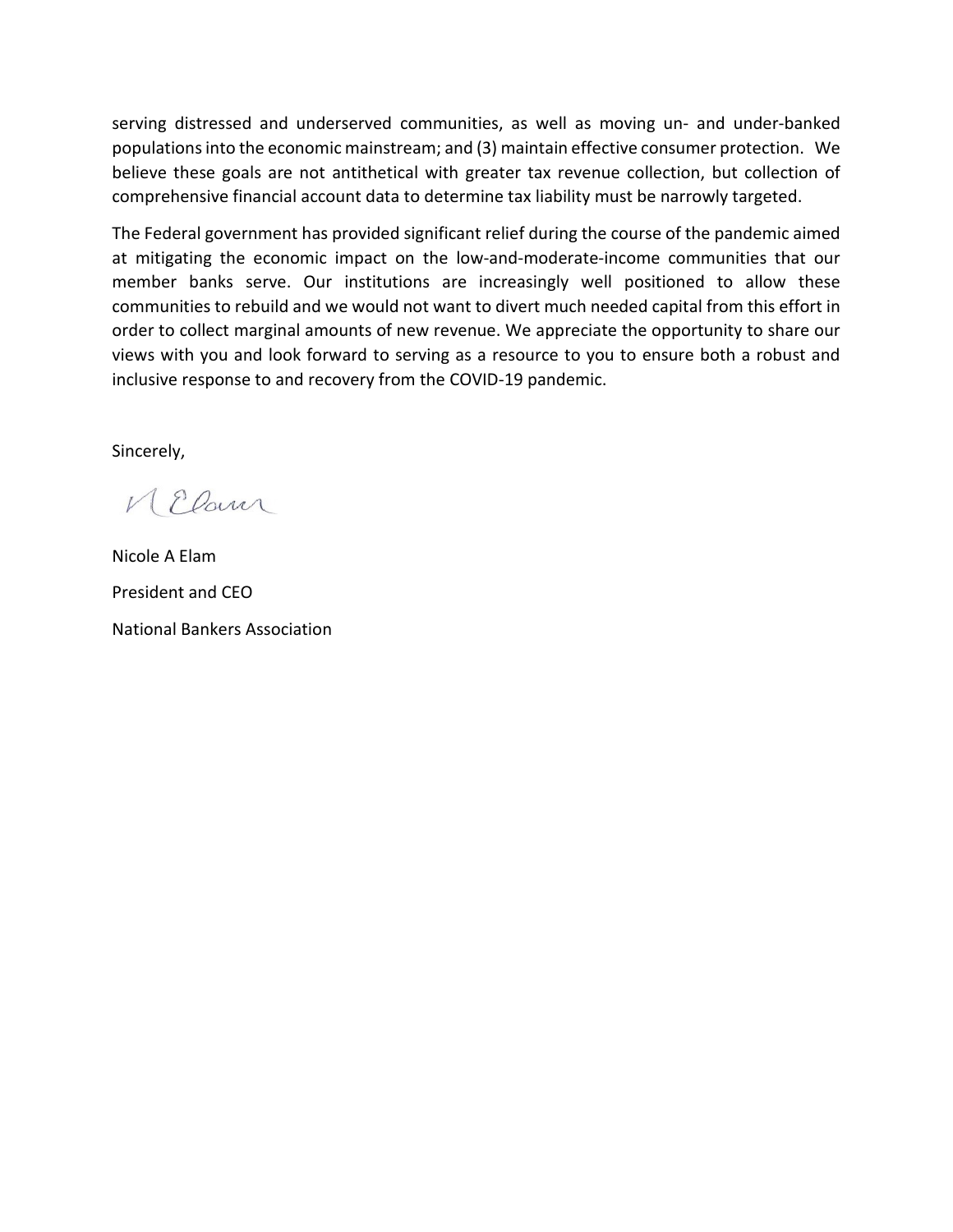serving distressed and underserved communities, as well as moving un- and under-banked populations into the economic mainstream; and (3) maintain effective consumer protection. We believe these goals are not antithetical with greater tax revenue collection, but collection of comprehensive financial account data to determine tax liability must be narrowly targeted.

The Federal government has provided significant relief during the course of the pandemic aimed at mitigating the economic impact on the low-and-moderate-income communities that our member banks serve. Our institutions are increasingly well positioned to allow these communities to rebuild and we would not want to divert much needed capital from this effort in order to collect marginal amounts of new revenue. We appreciate the opportunity to share our views with you and look forward to serving as a resource to you to ensure both a robust and inclusive response to and recovery from the COVID-19 pandemic.

Sincerely,

N Elam

Nicole A Elam

President and CEO

National Bankers Association